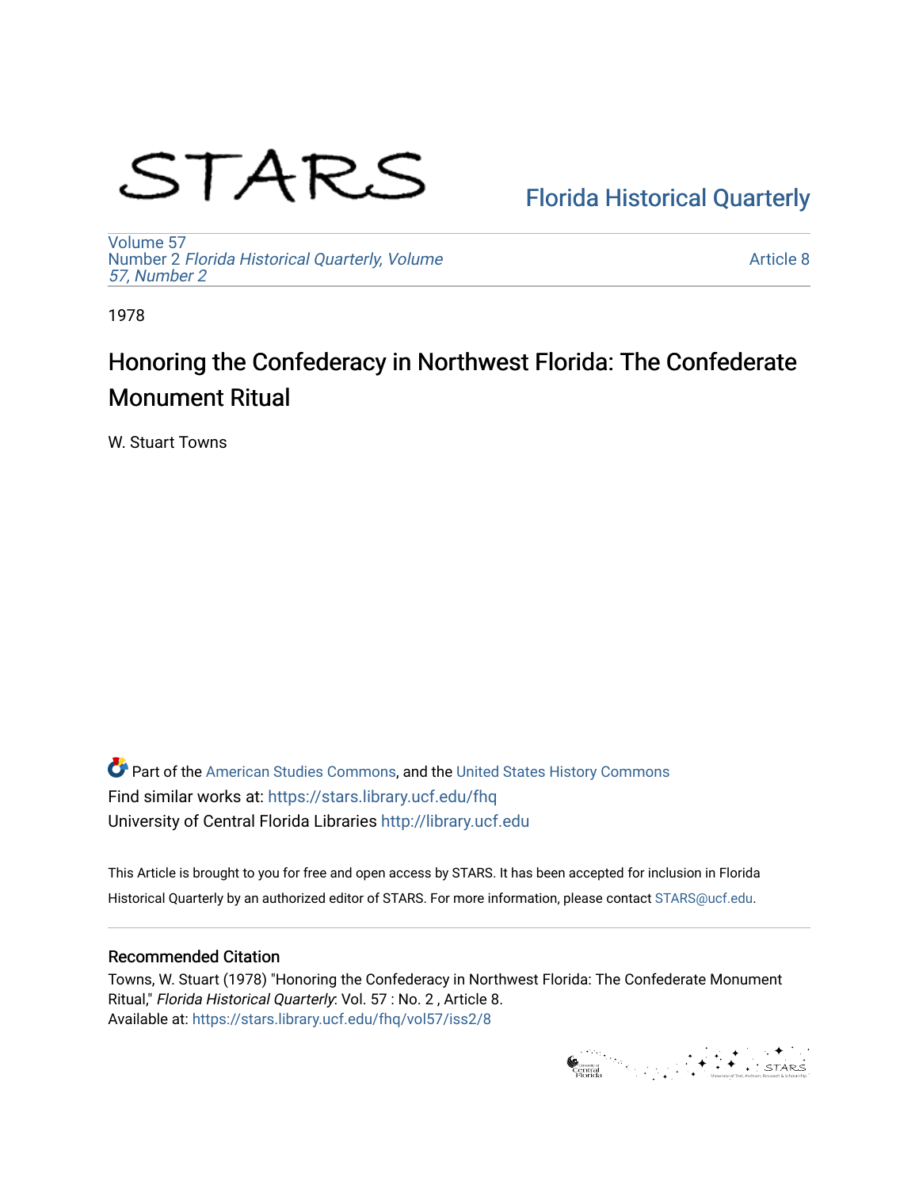STARS

Florida Historical Quarterly

Volume 57
Number 2 *Florida Historical Quarterly, Volume 57, Number 2*

Article 8

1978

# Honoring the Confederacy in Northwest Florida: The Confederate Monument Ritual

W. Stuart Towns

Part of the American Studies Commons, and the United States History Commons
Find similar works at: https://stars.library.ucf.edu/fhq
University of Central Florida Libraries http://library.ucf.edu

This Article is brought to you for free and open access by STARS. It has been accepted for inclusion in Florida Historical Quarterly by an authorized editor of STARS. For more information, please contact STARS@ucf.edu.

## Recommended Citation

Towns, W. Stuart (1978) "Honoring the Confederacy in Northwest Florida: The Confederate Monument Ritual," *Florida Historical Quarterly*: Vol. 57 : No. 2 , Article 8.
Available at: https://stars.library.ucf.edu/fhq/vol57/iss2/8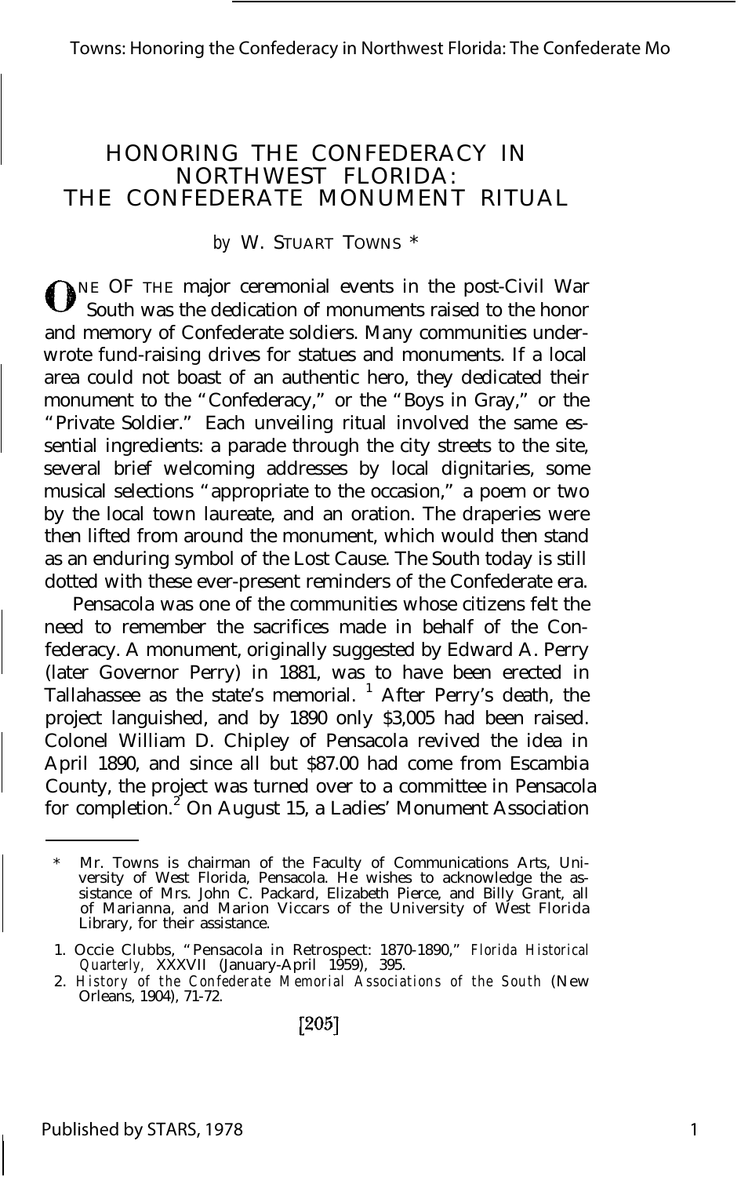# HONORING THE CONFEDERACY IN NORTHWEST FLORIDA: THE CONFEDERATE MONUMENT RITUAL

*by* W. STUART TOWNS *

ONE OF THE major ceremonial events in the post-Civil War South was the dedication of monuments raised to the honor and memory of Confederate soldiers. Many communities underwrote fund-raising drives for statues and monuments. If a local area could not boast of an authentic hero, they dedicated their monument to the "Confederacy," or the "Boys in Gray," or the "Private Soldier." Each unveiling ritual involved the same essential ingredients: a parade through the city streets to the site, several brief welcoming addresses by local dignitaries, some musical selections "appropriate to the occasion," a poem or two by the local town laureate, and an oration. The draperies were then lifted from around the monument, which would then stand as an enduring symbol of the Lost Cause. The South today is still dotted with these ever-present reminders of the Confederate era.

Pensacola was one of the communities whose citizens felt the need to remember the sacrifices made in behalf of the Confederacy. A monument, originally suggested by Edward A. Perry (later Governor Perry) in 1881, was to have been erected in Tallahassee as the state's memorial. [1] After Perry's death, the project languished, and by 1890 only $3,005 had been raised. Colonel William D. Chipley of Pensacola revived the idea in April 1890, and since all but $87.00 had come from Escambia County, the project was turned over to a committee in Pensacola for completion. [2] On August 15, a Ladies' Monument Association

---

\* Mr. Towns is chairman of the Faculty of Communications Arts, University of West Florida, Pensacola. He wishes to acknowledge the assistance of Mrs. John C. Packard, Elizabeth Pierce, and Billy Grant, all of Marianna, and Marion Viccars of the University of West Florida Library, for their assistance.

1. Occie Clubbs, "Pensacola in Retrospect: 1870-1890," *Florida Historical Quarterly,* XXXVII (January-April 1959), 395.
2. *History of the Confederate Memorial Associations of the South* (New Orleans, 1904), 71-72.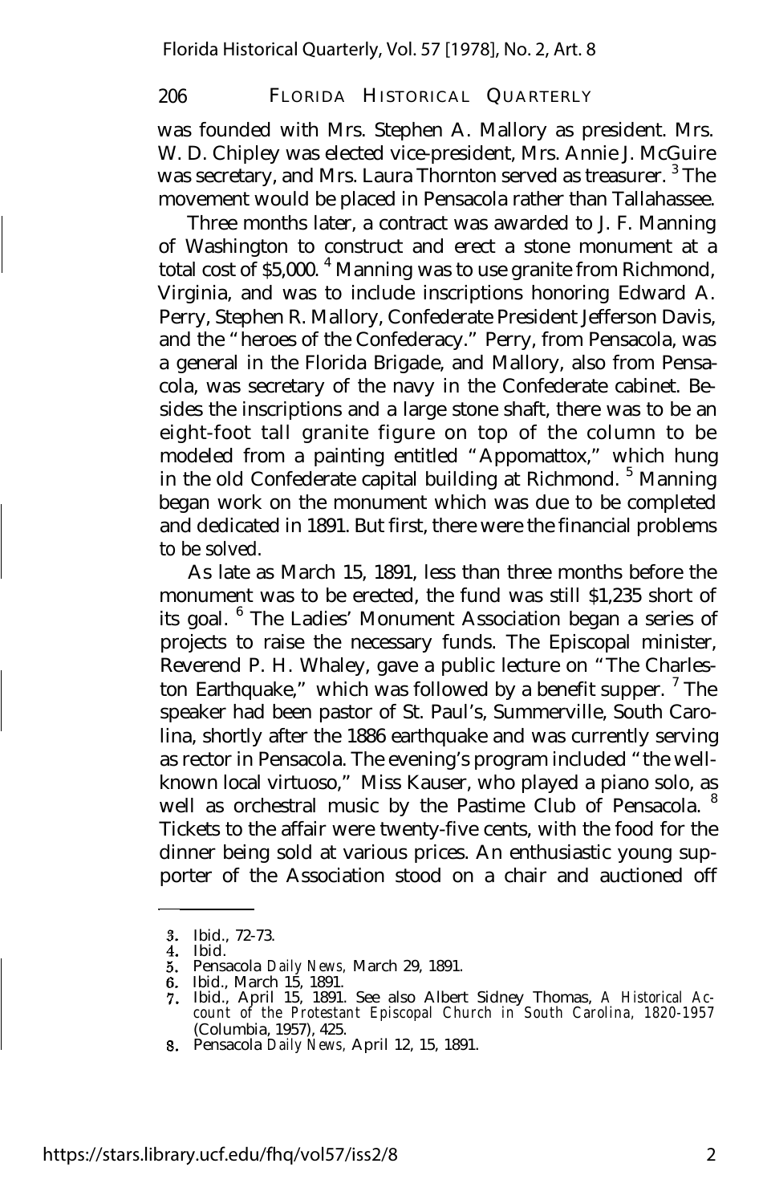was founded with Mrs. Stephen A. Mallory as president. Mrs. W. D. Chipley was elected vice-president, Mrs. Annie J. McGuire was secretary, and Mrs. Laura Thornton served as treasurer. [3] The movement would be placed in Pensacola rather than Tallahassee.

Three months later, a contract was awarded to J. F. Manning of Washington to construct and erect a stone monument at a total cost of $5,000. [4] Manning was to use granite from Richmond, Virginia, and was to include inscriptions honoring Edward A. Perry, Stephen R. Mallory, Confederate President Jefferson Davis, and the "heroes of the Confederacy." Perry, from Pensacola, was a general in the Florida Brigade, and Mallory, also from Pensacola, was secretary of the navy in the Confederate cabinet. Besides the inscriptions and a large stone shaft, there was to be an eight-foot tall granite figure on top of the column to be modeled from a painting entitled "Appomattox," which hung in the old Confederate capital building at Richmond. [5] Manning began work on the monument which was due to be completed and dedicated in 1891. But first, there were the financial problems to be solved.

As late as March 15, 1891, less than three months before the monument was to be erected, the fund was still $1,235 short of its goal. [6] The Ladies' Monument Association began a series of projects to raise the necessary funds. The Episcopal minister, Reverend P. H. Whaley, gave a public lecture on "The Charleston Earthquake," which was followed by a benefit supper. [7] The speaker had been pastor of St. Paul's, Summerville, South Carolina, shortly after the 1886 earthquake and was currently serving as rector in Pensacola. The evening's program included "the well-known local virtuoso," Miss Kauser, who played a piano solo, as well as orchestral music by the Pastime Club of Pensacola. [8] Tickets to the affair were twenty-five cents, with the food for the dinner being sold at various prices. An enthusiastic young supporter of the Association stood on a chair and auctioned off

---

3. Ibid., 72-73.
4. Ibid.
5. Pensacola *Daily News,* March 29, 1891.
6. Ibid., March 15, 1891.
7. Ibid., April 15, 1891. See also Albert Sidney Thomas, *A Historical Account of the Protestant Episcopal Church in South Carolina, 1820-1957* (Columbia, 1957), 425.
8. Pensacola *Daily News,* April 12, 15, 1891.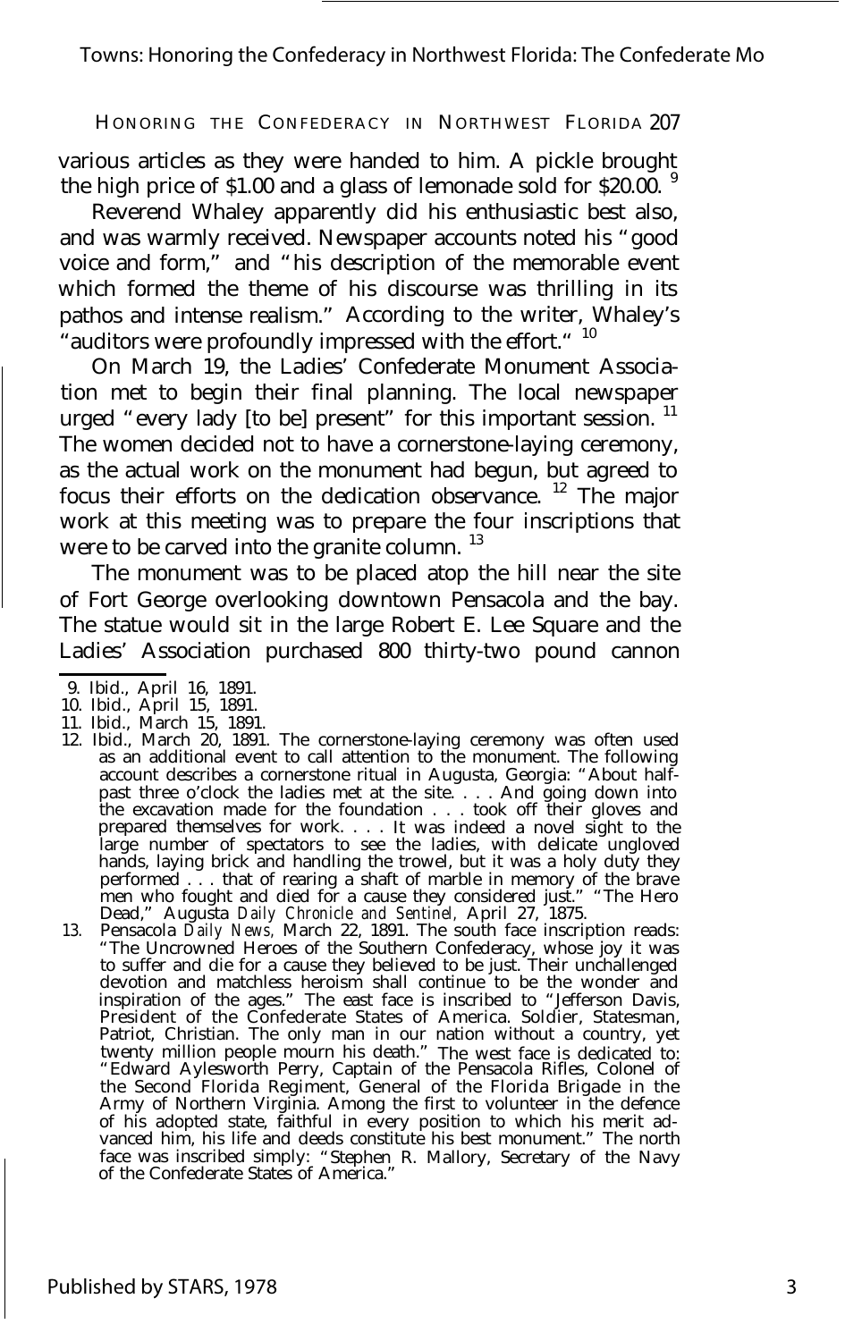various articles as they were handed to him. A pickle brought the high price of $1.00 and a glass of lemonade sold for $20.00. [9]

Reverend Whaley apparently did his enthusiastic best also, and was warmly received. Newspaper accounts noted his "good voice and form," and "his description of the memorable event which formed the theme of his discourse was thrilling in its pathos and intense realism." According to the writer, Whaley's "auditors were profoundly impressed with the effort." [10]

On March 19, the Ladies' Confederate Monument Association met to begin their final planning. The local newspaper urged "every lady [to be] present" for this important session. [11] The women decided not to have a cornerstone-laying ceremony, as the actual work on the monument had begun, but agreed to focus their efforts on the dedication observance. [12] The major work at this meeting was to prepare the four inscriptions that were to be carved into the granite column. [13]

The monument was to be placed atop the hill near the site of Fort George overlooking downtown Pensacola and the bay. The statue would sit in the large Robert E. Lee Square and the Ladies' Association purchased 800 thirty-two pound cannon

---

9. Ibid., April 16, 1891.
10. Ibid., April 15, 1891.
11. Ibid., March 15, 1891.
12. Ibid., March 20, 1891. The cornerstone-laying ceremony was often used as an additional event to call attention to the monument. The following account describes a cornerstone ritual in Augusta, Georgia: "About half-past three o'clock the ladies met at the site. . . . And going down into the excavation made for the foundation . . . took off their gloves and prepared themselves for work. . . . It was indeed a novel sight to the large number of spectators to see the ladies, with delicate ungloved hands, laying brick and handling the trowel, but it was a holy duty they performed . . . that of rearing a shaft of marble in memory of the brave men who fought and died for a cause they considered just." "The Hero Dead," Augusta *Daily Chronicle and Sentinel,* April 27, 1875.
13. Pensacola *Daily News,* March 22, 1891. The south face inscription reads: "The Uncrowned Heroes of the Southern Confederacy, whose joy it was to suffer and die for a cause they believed to be just. Their unchallenged devotion and matchless heroism shall continue to be the wonder and inspiration of the ages." The east face is inscribed to "Jefferson Davis, President of the Confederate States of America. Soldier, Statesman, Patriot, Christian. The only man in our nation without a country, yet twenty million people mourn his death." The west face is dedicated to: "Edward Aylesworth Perry, Captain of the Pensacola Rifles, Colonel of the Second Florida Regiment, General of the Florida Brigade in the Army of Northern Virginia. Among the first to volunteer in the defence of his adopted state, faithful in every position to which his merit advanced him, his life and deeds constitute his best monument." The north face was inscribed simply: "Stephen R. Mallory, Secretary of the Navy of the Confederate States of America."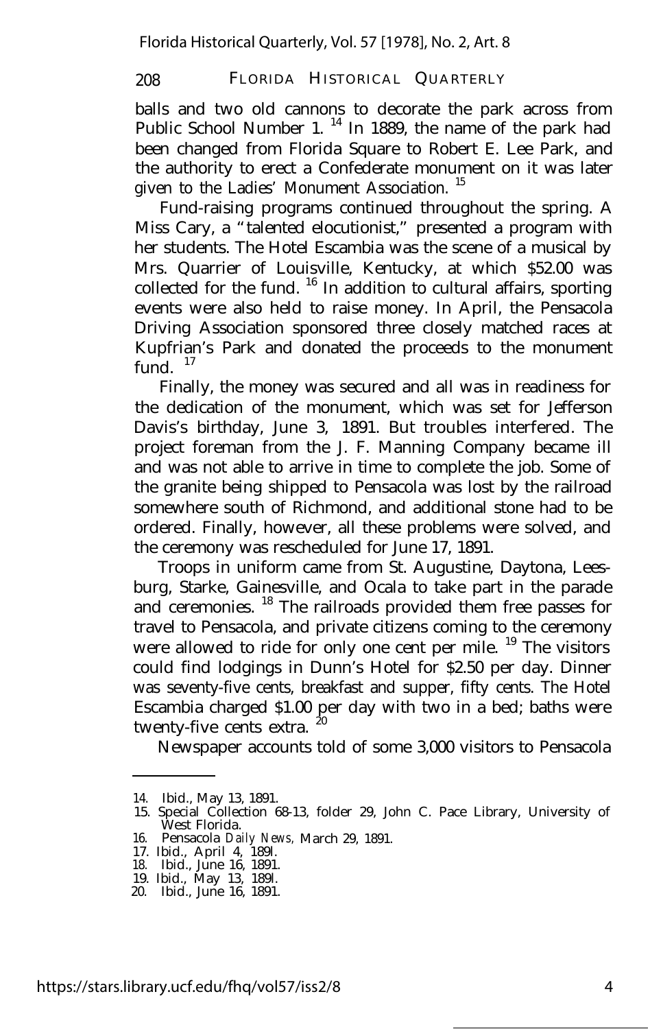balls and two old cannons to decorate the park across from Public School Number 1. [14] In 1889, the name of the park had been changed from Florida Square to Robert E. Lee Park, and the authority to erect a Confederate monument on it was later given to the Ladies' Monument Association. [15]

Fund-raising programs continued throughout the spring. A Miss Cary, a "talented elocutionist," presented a program with her students. The Hotel Escambia was the scene of a musical by Mrs. Quarrier of Louisville, Kentucky, at which $52.00 was collected for the fund. [16] In addition to cultural affairs, sporting events were also held to raise money. In April, the Pensacola Driving Association sponsored three closely matched races at Kupfrian's Park and donated the proceeds to the monument fund. [17]

Finally, the money was secured and all was in readiness for the dedication of the monument, which was set for Jefferson Davis's birthday, June 3, 1891. But troubles interfered. The project foreman from the J. F. Manning Company became ill and was not able to arrive in time to complete the job. Some of the granite being shipped to Pensacola was lost by the railroad somewhere south of Richmond, and additional stone had to be ordered. Finally, however, all these problems were solved, and the ceremony was rescheduled for June 17, 1891.

Troops in uniform came from St. Augustine, Daytona, Leesburg, Starke, Gainesville, and Ocala to take part in the parade and ceremonies. [18] The railroads provided them free passes for travel to Pensacola, and private citizens coming to the ceremony were allowed to ride for only one cent per mile. [19] The visitors could find lodgings in Dunn's Hotel for $2.50 per day. Dinner was seventy-five cents, breakfast and supper, fifty cents. The Hotel Escambia charged $1.00 per day with two in a bed; baths were twenty-five cents extra. [20]

Newspaper accounts told of some 3,000 visitors to Pensacola

---

14. Ibid., May 13, 1891.
15. Special Collection 68-13, folder 29, John C. Pace Library, University of West Florida.
16. Pensacola *Daily News,* March 29, 1891.
17. Ibid., April 4, 1891.
18. Ibid., June 16, 1891.
19. Ibid., May 13, 1891.
20. Ibid., June 16, 1891.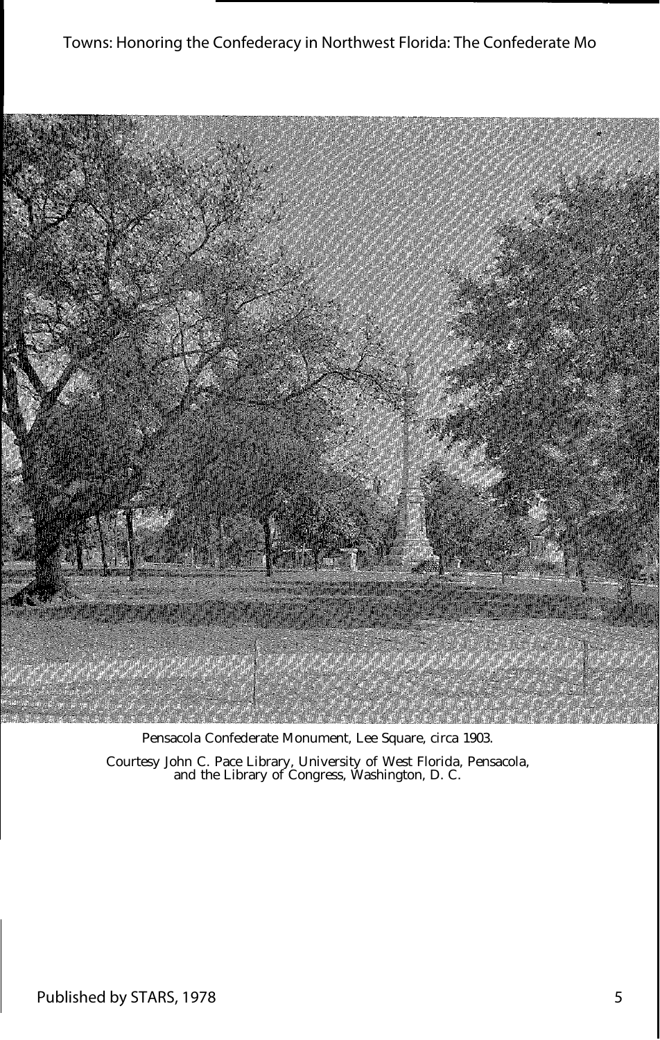Pensacola Confederate Monument, Lee Square, circa 1903.

Courtesy John C. Pace Library, University of West Florida, Pensacola, and the Library of Congress, Washington, D. C.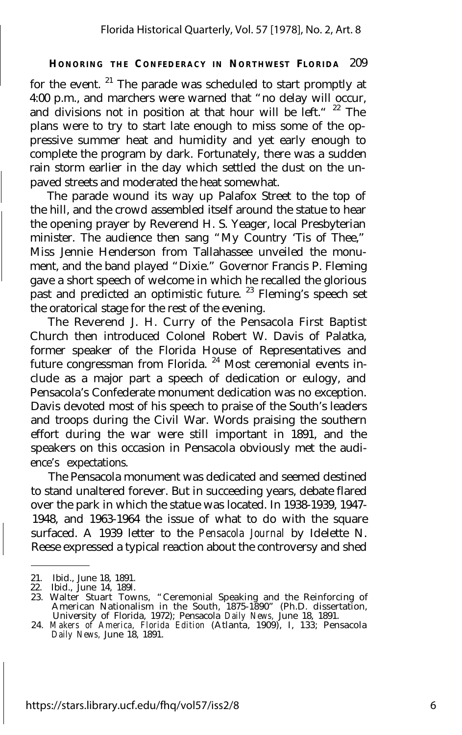for the event. [21] The parade was scheduled to start promptly at 4:00 p.m., and marchers were warned that "no delay will occur, and divisions not in position at that hour will be left." [22] The plans were to try to start late enough to miss some of the oppressive summer heat and humidity and yet early enough to complete the program by dark. Fortunately, there was a sudden rain storm earlier in the day which settled the dust on the unpaved streets and moderated the heat somewhat.

The parade wound its way up Palafox Street to the top of the hill, and the crowd assembled itself around the statue to hear the opening prayer by Reverend H. S. Yeager, local Presbyterian minister. The audience then sang "My Country 'Tis of Thee," Miss Jennie Henderson from Tallahassee unveiled the monument, and the band played "Dixie." Governor Francis P. Fleming gave a short speech of welcome in which he recalled the glorious past and predicted an optimistic future. [23] Fleming's speech set the oratorical stage for the rest of the evening.

The Reverend J. H. Curry of the Pensacola First Baptist Church then introduced Colonel Robert W. Davis of Palatka, former speaker of the Florida House of Representatives and future congressman from Florida. [24] Most ceremonial events include as a major part a speech of dedication or eulogy, and Pensacola's Confederate monument dedication was no exception. Davis devoted most of his speech to praise of the South's leaders and troops during the Civil War. Words praising the southern effort during the war were still important in 1891, and the speakers on this occasion in Pensacola obviously met the audience's expectations.

The Pensacola monument was dedicated and seemed destined to stand unaltered forever. But in succeeding years, debate flared over the park in which the statue was located. In 1938-1939, 1947-1948, and 1963-1964 the issue of what to do with the square surfaced. A 1939 letter to the *Pensacola Journal* by Idelette N. Reese expressed a typical reaction about the controversy and shed

---

21. Ibid., June 18, 1891.
22. Ibid., June 14, 1891.
23. Walter Stuart Towns, "Ceremonial Speaking and the Reinforcing of American Nationalism in the South, 1875-1890" (Ph.D. dissertation, University of Florida, 1972); Pensacola *Daily News*, June 18, 1891.
24. *Makers of America, Florida Edition* (Atlanta, 1909), I, 133; Pensacola *Daily News*, June 18, 1891.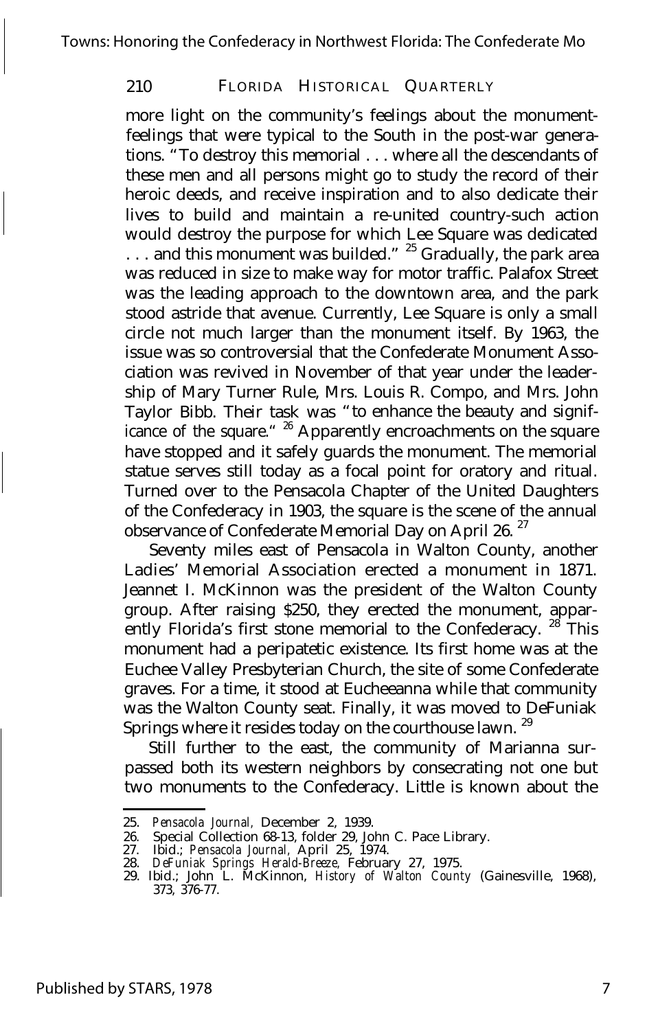more light on the community's feelings about the monument-feelings that were typical to the South in the post-war generations. "To destroy this memorial . . . where all the descendants of these men and all persons might go to study the record of their heroic deeds, and receive inspiration and to also dedicate their lives to build and maintain a re-united country-such action would destroy the purpose for which Lee Square was dedicated . . . and this monument was builded."[25] Gradually, the park area was reduced in size to make way for motor traffic. Palafox Street was the leading approach to the downtown area, and the park stood astride that avenue. Currently, Lee Square is only a small circle not much larger than the monument itself. By 1963, the issue was so controversial that the Confederate Monument Association was revived in November of that year under the leadership of Mary Turner Rule, Mrs. Louis R. Compo, and Mrs. John Taylor Bibb. Their task was "to enhance the beauty and significance of the square."[26] Apparently encroachments on the square have stopped and it safely guards the monument. The memorial statue serves still today as a focal point for oratory and ritual. Turned over to the Pensacola Chapter of the United Daughters of the Confederacy in 1903, the square is the scene of the annual observance of Confederate Memorial Day on April 26.[27]

Seventy miles east of Pensacola in Walton County, another Ladies' Memorial Association erected a monument in 1871. Jeannet I. McKinnon was the president of the Walton County group. After raising $250, they erected the monument, apparently Florida's first stone memorial to the Confederacy.[28] This monument had a peripatetic existence. Its first home was at the Euchee Valley Presbyterian Church, the site of some Confederate graves. For a time, it stood at Eucheeanna while that community was the Walton County seat. Finally, it was moved to DeFuniak Springs where it resides today on the courthouse lawn.[29]

Still further to the east, the community of Marianna surpassed both its western neighbors by consecrating not one but two monuments to the Confederacy. Little is known about the

---

25. *Pensacola Journal*, December 2, 1939.
26. Special Collection 68-13, folder 29, John C. Pace Library.
27. Ibid.; *Pensacola Journal*, April 25, 1974.
28. *DeFuniak Springs Herald-Breeze*, February 27, 1975.
29. Ibid.; John L. McKinnon, *History of Walton County* (Gainesville, 1968), 373, 376-77.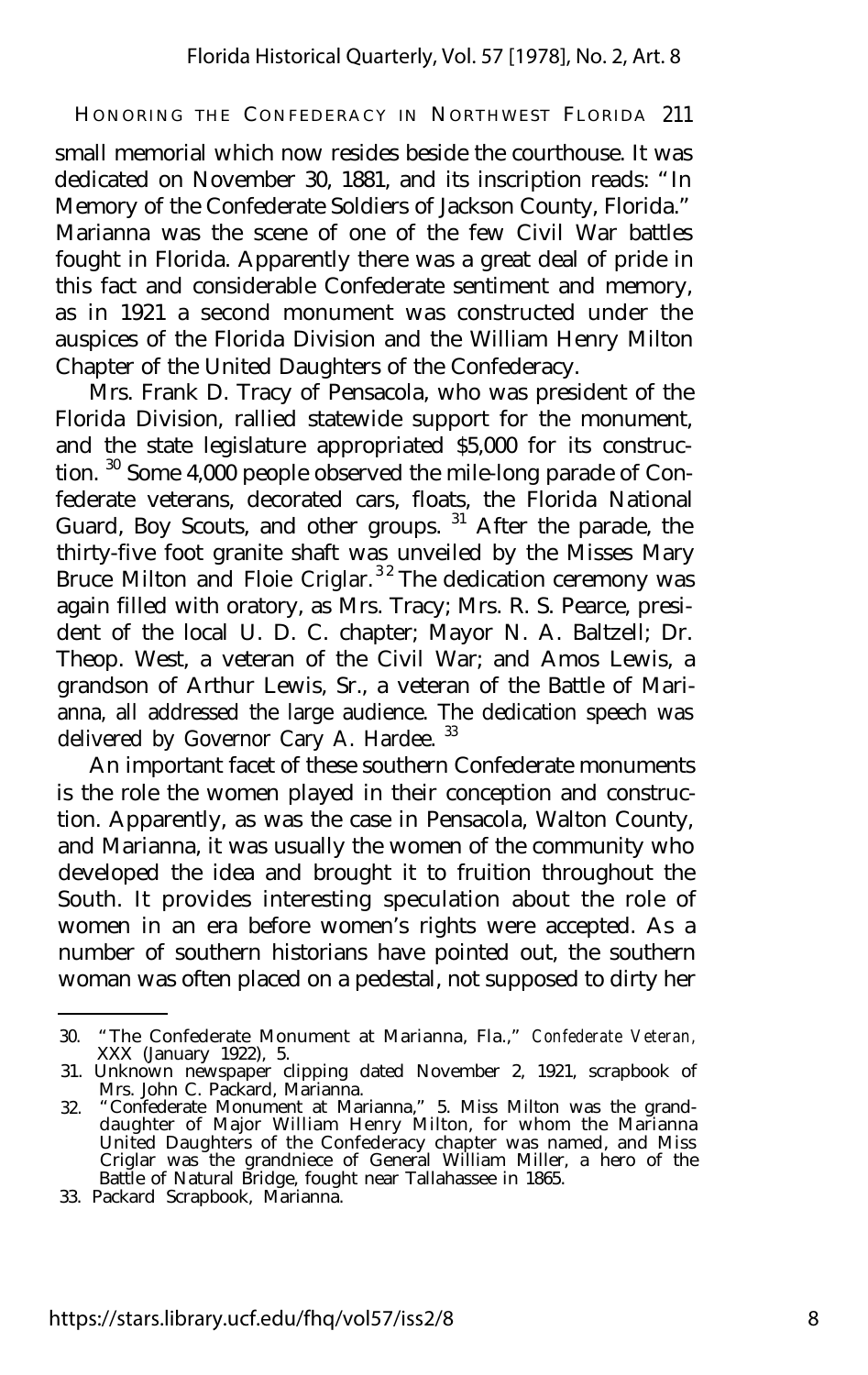small memorial which now resides beside the courthouse. It was dedicated on November 30, 1881, and its inscription reads: "In Memory of the Confederate Soldiers of Jackson County, Florida." Marianna was the scene of one of the few Civil War battles fought in Florida. Apparently there was a great deal of pride in this fact and considerable Confederate sentiment and memory, as in 1921 a second monument was constructed under the auspices of the Florida Division and the William Henry Milton Chapter of the United Daughters of the Confederacy.

Mrs. Frank D. Tracy of Pensacola, who was president of the Florida Division, rallied statewide support for the monument, and the state legislature appropriated $5,000 for its construction. [30] Some 4,000 people observed the mile-long parade of Confederate veterans, decorated cars, floats, the Florida National Guard, Boy Scouts, and other groups. [31] After the parade, the thirty-five foot granite shaft was unveiled by the Misses Mary Bruce Milton and Floie Criglar. [32] The dedication ceremony was again filled with oratory, as Mrs. Tracy; Mrs. R. S. Pearce, president of the local U. D. C. chapter; Mayor N. A. Baltzell; Dr. Theop. West, a veteran of the Civil War; and Amos Lewis, a grandson of Arthur Lewis, Sr., a veteran of the Battle of Marianna, all addressed the large audience. The dedication speech was delivered by Governor Cary A. Hardee. [33]

An important facet of these southern Confederate monuments is the role the women played in their conception and construction. Apparently, as was the case in Pensacola, Walton County, and Marianna, it was usually the women of the community who developed the idea and brought it to fruition throughout the South. It provides interesting speculation about the role of women in an era before women's rights were accepted. As a number of southern historians have pointed out, the southern woman was often placed on a pedestal, not supposed to dirty her

---

30. "The Confederate Monument at Marianna, Fla.," *Confederate Veteran*, XXX (January 1922), 5.
31. Unknown newspaper clipping dated November 2, 1921, scrapbook of Mrs. John C. Packard, Marianna.
32. "Confederate Monument at Marianna," 5. Miss Milton was the granddaughter of Major William Henry Milton, for whom the Marianna United Daughters of the Confederacy chapter was named, and Miss Criglar was the grandniece of General William Miller, a hero of the Battle of Natural Bridge, fought near Tallahassee in 1865.
33. Packard Scrapbook, Marianna.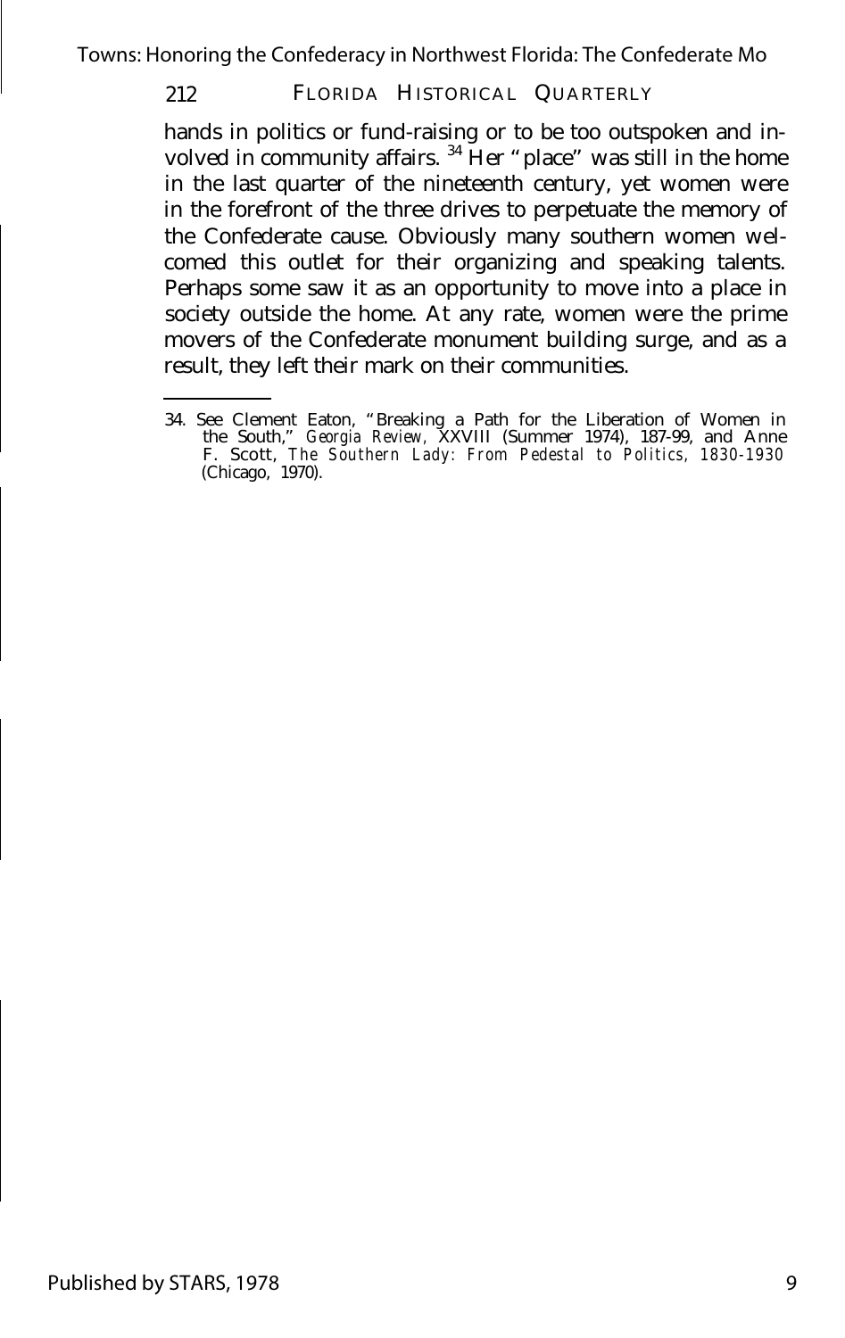hands in politics or fund-raising or to be too outspoken and involved in community affairs.[34] Her "place" was still in the home in the last quarter of the nineteenth century, yet women were in the forefront of the three drives to perpetuate the memory of the Confederate cause. Obviously many southern women welcomed this outlet for their organizing and speaking talents. Perhaps some saw it as an opportunity to move into a place in society outside the home. At any rate, women were the prime movers of the Confederate monument building surge, and as a result, they left their mark on their communities.

---

34. See Clement Eaton, "Breaking a Path for the Liberation of Women in the South," *Georgia Review,* XXVIII (Summer 1974), 187-99, and Anne F. Scott, *The Southern Lady: From Pedestal to Politics, 1830-1930* (Chicago, 1970).